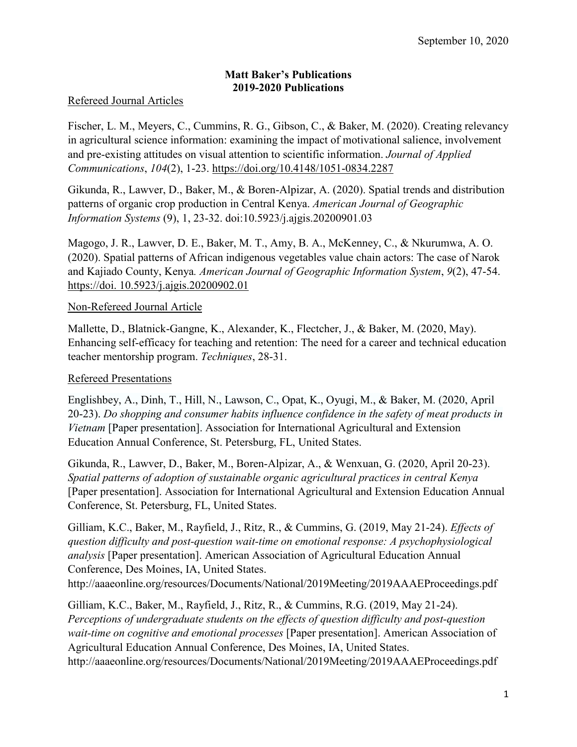September 10, 2020

**Matt Baker's Publications**
**2019-2020 Publications**

Refereed Journal Articles

Fischer, L. M., Meyers, C., Cummins, R. G., Gibson, C., & Baker, M. (2020). Creating relevancy in agricultural science information: examining the impact of motivational salience, involvement and pre-existing attitudes on visual attention to scientific information. *Journal of Applied Communications*, *104*(2), 1-23. https://doi.org/10.4148/1051-0834.2287

Gikunda, R., Lawver, D., Baker, M., & Boren-Alpizar, A. (2020). Spatial trends and distribution patterns of organic crop production in Central Kenya. *American Journal of Geographic Information Systems* (9), 1, 23-32. doi:10.5923/j.ajgis.20200901.03

Magogo, J. R., Lawver, D. E., Baker, M. T., Amy, B. A., McKenney, C., & Nkurumwa, A. O. (2020). Spatial patterns of African indigenous vegetables value chain actors: The case of Narok and Kajiado County, Kenya. *American Journal of Geographic Information System*, *9*(2), 47-54. https://doi. 10.5923/j.ajgis.20200902.01

Non-Refereed Journal Article

Mallette, D., Blatnick-Gangne, K., Alexander, K., Flectcher, J., & Baker, M. (2020, May). Enhancing self-efficacy for teaching and retention: The need for a career and technical education teacher mentorship program. *Techniques*, 28-31.

Refereed Presentations

Englishbey, A., Dinh, T., Hill, N., Lawson, C., Opat, K., Oyugi, M., & Baker, M. (2020, April 20-23). *Do shopping and consumer habits influence confidence in the safety of meat products in Vietnam* [Paper presentation]. Association for International Agricultural and Extension Education Annual Conference, St. Petersburg, FL, United States.

Gikunda, R., Lawver, D., Baker, M., Boren-Alpizar, A., & Wenxuan, G. (2020, April 20-23). *Spatial patterns of adoption of sustainable organic agricultural practices in central Kenya* [Paper presentation]. Association for International Agricultural and Extension Education Annual Conference, St. Petersburg, FL, United States.

Gilliam, K.C., Baker, M., Rayfield, J., Ritz, R., & Cummins, G. (2019, May 21-24). *Effects of question difficulty and post-question wait-time on emotional response: A psychophysiological analysis* [Paper presentation]. American Association of Agricultural Education Annual Conference, Des Moines, IA, United States. http://aaaeonline.org/resources/Documents/National/2019Meeting/2019AAAEProceedings.pdf

Gilliam, K.C., Baker, M., Rayfield, J., Ritz, R., & Cummins, R.G. (2019, May 21-24). *Perceptions of undergraduate students on the effects of question difficulty and post-question wait-time on cognitive and emotional processes* [Paper presentation]. American Association of Agricultural Education Annual Conference, Des Moines, IA, United States. http://aaaeonline.org/resources/Documents/National/2019Meeting/2019AAAEProceedings.pdf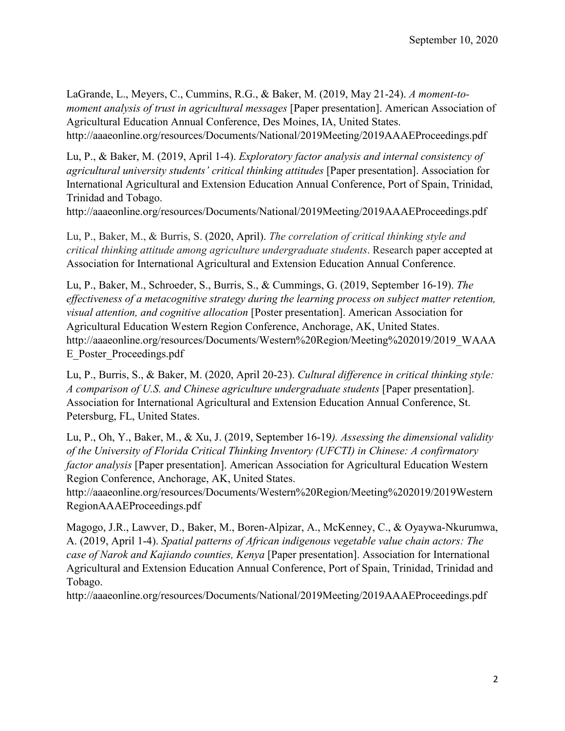LaGrande, L., Meyers, C., Cummins, R.G., & Baker, M. (2019, May 21-24). *A moment-to-moment analysis of trust in agricultural messages* [Paper presentation]. American Association of Agricultural Education Annual Conference, Des Moines, IA, United States. http://aaaeonline.org/resources/Documents/National/2019Meeting/2019AAAEProceedings.pdf

Lu, P., & Baker, M. (2019, April 1-4). *Exploratory factor analysis and internal consistency of agricultural university students' critical thinking attitudes* [Paper presentation]. Association for International Agricultural and Extension Education Annual Conference, Port of Spain, Trinidad, Trinidad and Tobago. http://aaaeonline.org/resources/Documents/National/2019Meeting/2019AAAEProceedings.pdf

Lu, P., Baker, M., & Burris, S. (2020, April). *The correlation of critical thinking style and critical thinking attitude among agriculture undergraduate students*. Research paper accepted at Association for International Agricultural and Extension Education Annual Conference.

Lu, P., Baker, M., Schroeder, S., Burris, S., & Cummings, G. (2019, September 16-19). *The effectiveness of a metacognitive strategy during the learning process on subject matter retention, visual attention, and cognitive allocation* [Poster presentation]. American Association for Agricultural Education Western Region Conference, Anchorage, AK, United States. http://aaaeonline.org/resources/Documents/Western%20Region/Meeting%202019/2019_WAAAE_Poster_Proceedings.pdf

Lu, P., Burris, S., & Baker, M. (2020, April 20-23). *Cultural difference in critical thinking style: A comparison of U.S. and Chinese agriculture undergraduate students* [Paper presentation]. Association for International Agricultural and Extension Education Annual Conference, St. Petersburg, FL, United States.

Lu, P., Oh, Y., Baker, M., & Xu, J. (2019, September 16-19). *Assessing the dimensional validity of the University of Florida Critical Thinking Inventory (UFCTI) in Chinese: A confirmatory factor analysis* [Paper presentation]. American Association for Agricultural Education Western Region Conference, Anchorage, AK, United States. http://aaaeonline.org/resources/Documents/Western%20Region/Meeting%202019/2019WesternRegionAAAEProceedings.pdf

Magogo, J.R., Lawver, D., Baker, M., Boren-Alpizar, A., McKenney, C., & Oyaywa-Nkurumwa, A. (2019, April 1-4). *Spatial patterns of African indigenous vegetable value chain actors: The case of Narok and Kajiando counties, Kenya* [Paper presentation]. Association for International Agricultural and Extension Education Annual Conference, Port of Spain, Trinidad, Trinidad and Tobago. http://aaaeonline.org/resources/Documents/National/2019Meeting/2019AAAEProceedings.pdf